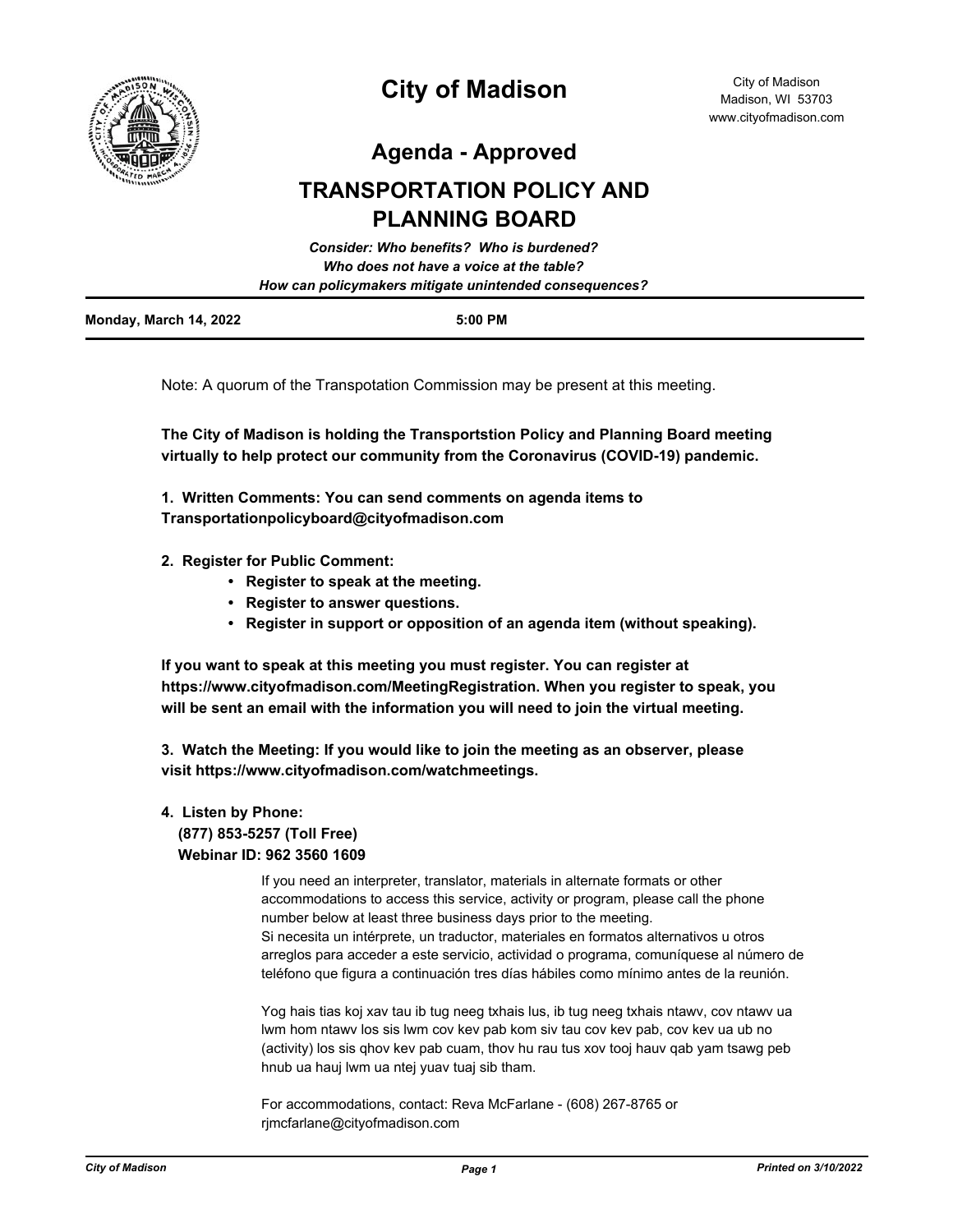# City of Madison

City of Madison
Madison, WI 53703
www.cityofmadison.com

## Agenda - Approved

## TRANSPORTATION POLICY AND PLANNING BOARD

***Consider: Who benefits? Who is burdened?***
***Who does not have a voice at the table?***
***How can policymakers mitigate unintended consequences?***

**Monday, March 14, 2022** **5:00 PM**

---

Note: A quorum of the Transpotation Commission may be present at this meeting.

**The City of Madison is holding the Transportstion Policy and Planning Board meeting virtually to help protect our community from the Coronavirus (COVID-19) pandemic.**

**1. Written Comments: You can send comments on agenda items to Transportationpolicyboard@cityofmadison.com**

**2. Register for Public Comment:**

- **Register to speak at the meeting.**
- **Register to answer questions.**
- **Register in support or opposition of an agenda item (without speaking).**

**If you want to speak at this meeting you must register. You can register at https://www.cityofmadison.com/MeetingRegistration. When you register to speak, you will be sent an email with the information you will need to join the virtual meeting.**

**3. Watch the Meeting: If you would like to join the meeting as an observer, please visit https://www.cityofmadison.com/watchmeetings.**

**4. Listen by Phone:**
**(877) 853-5257 (Toll Free)**
**Webinar ID: 962 3560 1609**

If you need an interpreter, translator, materials in alternate formats or other accommodations to access this service, activity or program, please call the phone number below at least three business days prior to the meeting.
Si necesita un intérprete, un traductor, materiales en formatos alternativos u otros arreglos para acceder a este servicio, actividad o programa, comuníquese al número de teléfono que figura a continuación tres días hábiles como mínimo antes de la reunión.

Yog hais tias koj xav tau ib tug neeg txhais lus, ib tug neeg txhais ntawv, cov ntawv ua lwm hom ntawv los sis lwm cov kev pab kom siv tau cov kev pab, cov kev ua ub no (activity) los sis qhov kev pab cuam, thov hu rau tus xov tooj hauv qab yam tsawg peb hnub ua hauj lwm ua ntej yuav tuaj sib tham.

For accommodations, contact: Reva McFarlane - (608) 267-8765 or rjmcfarlane@cityofmadison.com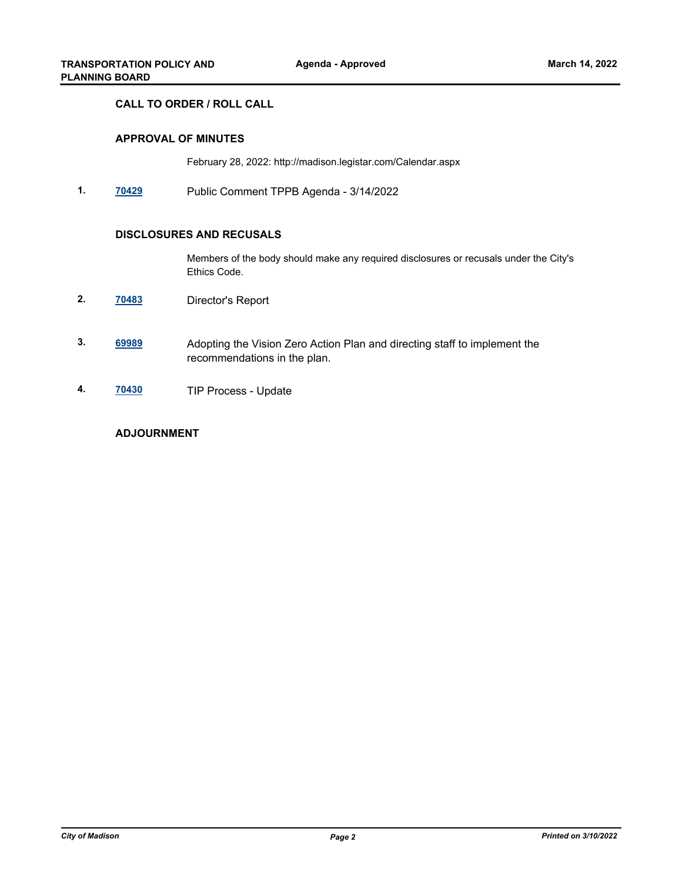## CALL TO ORDER / ROLL CALL

## APPROVAL OF MINUTES

February 28, 2022: http://madison.legistar.com/Calendar.aspx

**1.** **70429** Public Comment TPPB Agenda - 3/14/2022

## DISCLOSURES AND RECUSALS

Members of the body should make any required disclosures or recusals under the City's Ethics Code.

**2.** **70483** Director's Report

**3.** **69989** Adopting the Vision Zero Action Plan and directing staff to implement the recommendations in the plan.

**4.** **70430** TIP Process - Update

## ADJOURNMENT